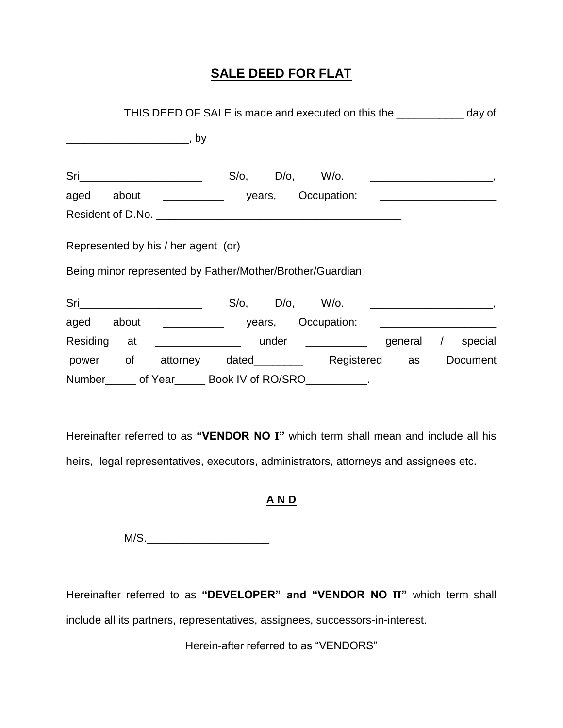# SALE DEED FOR FLAT

THIS DEED OF SALE is made and executed on this the ___________ day of ___________________, by

Sri____________________ S/o, D/o, W/o. ____________________, aged about __________ years, Occupation: ___________________ Resident of D.No. ________________________________________

Represented by his / her agent (or)

Being minor represented by Father/Mother/Brother/Guardian

Sri____________________ S/o, D/o, W/o. ____________________, aged about __________ years, Occupation: ___________________ Residing at ______________ under __________ general / special power of attorney dated________ Registered as Document Number_____ of Year_____ Book IV of RO/SRO__________.

Hereinafter referred to as **"VENDOR NO I"** which term shall mean and include all his heirs, legal representatives, executors, administrators, attorneys and assignees etc.

**A N D**

M/S.____________________

Hereinafter referred to as **"DEVELOPER" and "VENDOR NO II"** which term shall include all its partners, representatives, assignees, successors-in-interest.

Herein-after referred to as "VENDORS"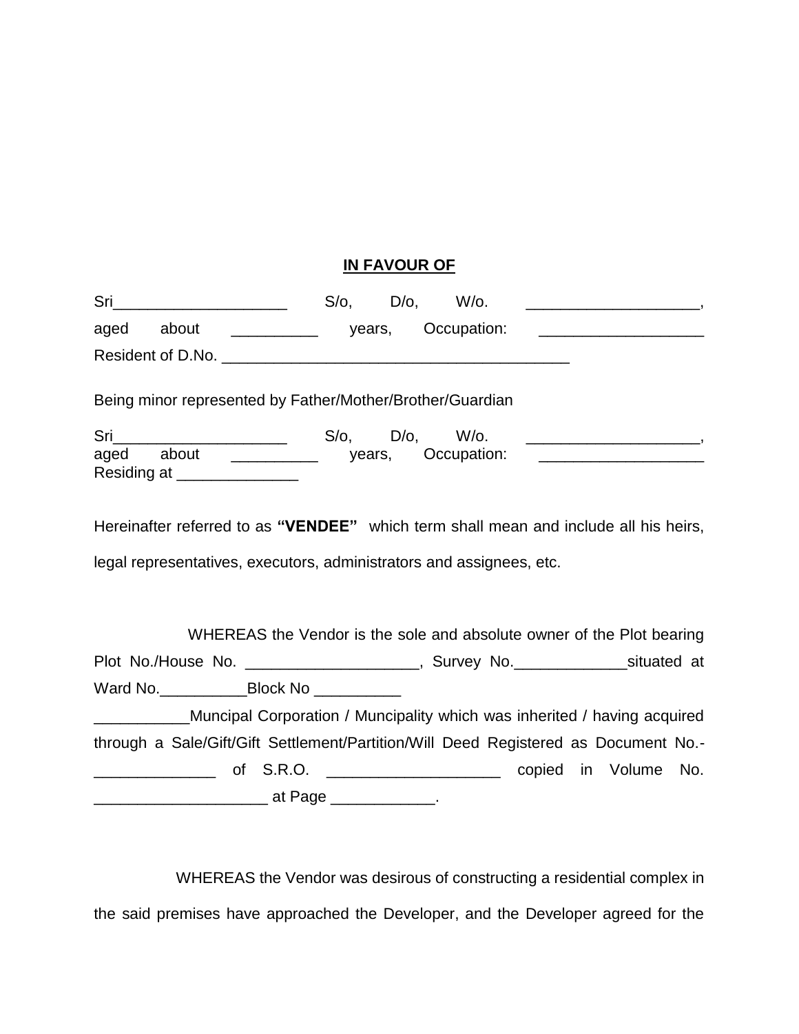**IN FAVOUR OF**

Sri____________________ S/o, D/o, W/o. ____________________, aged about __________ years, Occupation: ___________________ Resident of D.No. _________________________________________

Being minor represented by Father/Mother/Brother/Guardian

Sri____________________ S/o, D/o, W/o. ____________________, aged about __________ years, Occupation: ___________________ Residing at ______________

Hereinafter referred to as **"VENDEE"** which term shall mean and include all his heirs, legal representatives, executors, administrators and assignees, etc.

WHEREAS the Vendor is the sole and absolute owner of the Plot bearing Plot No./House No. ____________________, Survey No._____________situated at Ward No.__________Block No __________ ___________Muncipal Corporation / Muncipality which was inherited / having acquired through a Sale/Gift/Gift Settlement/Partition/Will Deed Registered as Document No.-______________ of S.R.O. ____________________ copied in Volume No. ____________________ at Page ____________.

WHEREAS the Vendor was desirous of constructing a residential complex in the said premises have approached the Developer, and the Developer agreed for the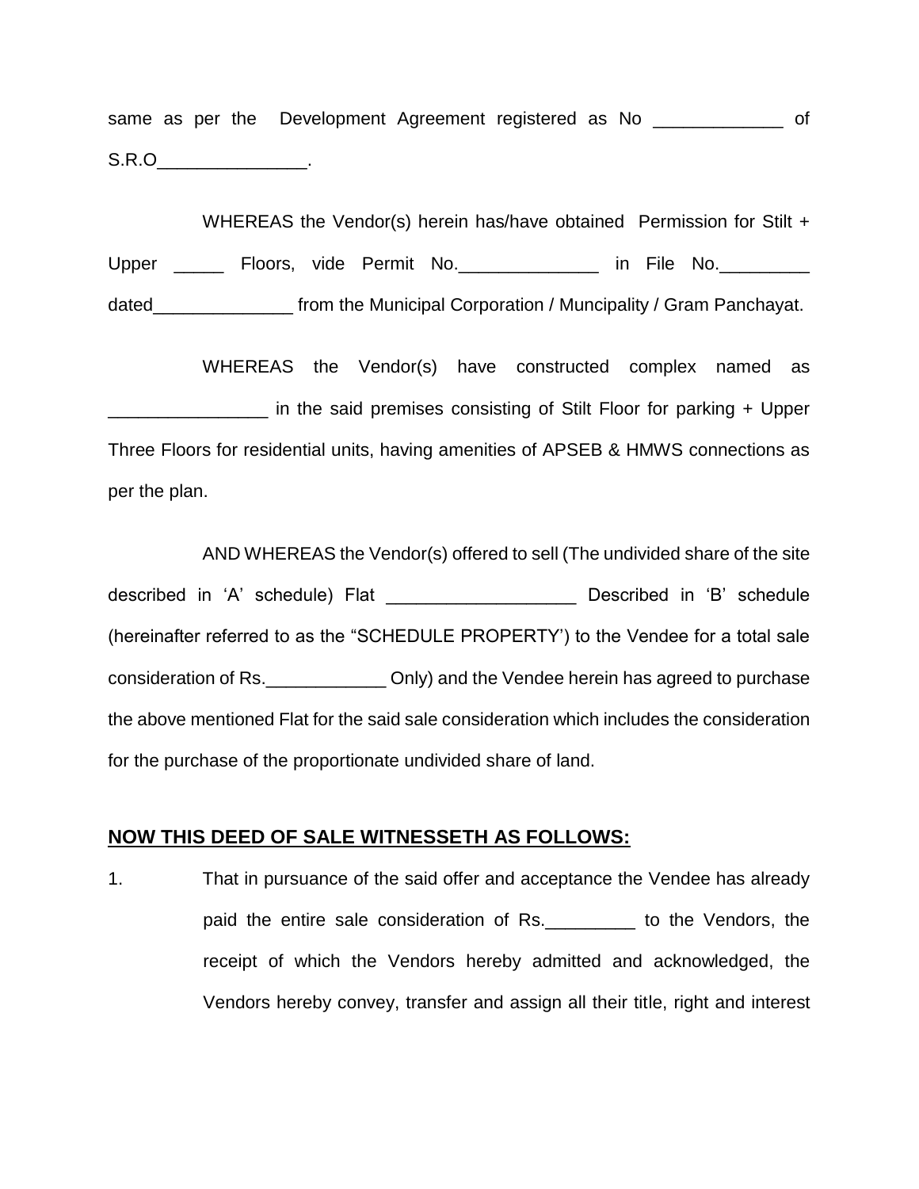same as per the Development Agreement registered as No _____________ of S.R.O_______________.

WHEREAS the Vendor(s) herein has/have obtained Permission for Stilt + Upper _____ Floors, vide Permit No.______________ in File No._________ dated______________ from the Municipal Corporation / Muncipality / Gram Panchayat.

WHEREAS the Vendor(s) have constructed complex named as ________________ in the said premises consisting of Stilt Floor for parking + Upper Three Floors for residential units, having amenities of APSEB & HMWS connections as per the plan.

AND WHEREAS the Vendor(s) offered to sell (The undivided share of the site described in 'A' schedule) Flat ___________________ Described in 'B' schedule (hereinafter referred to as the "SCHEDULE PROPERTY') to the Vendee for a total sale consideration of Rs.____________ Only) and the Vendee herein has agreed to purchase the above mentioned Flat for the said sale consideration which includes the consideration for the purchase of the proportionate undivided share of land.

**NOW THIS DEED OF SALE WITNESSETH AS FOLLOWS:**

1. That in pursuance of the said offer and acceptance the Vendee has already paid the entire sale consideration of Rs._________ to the Vendors, the receipt of which the Vendors hereby admitted and acknowledged, the Vendors hereby convey, transfer and assign all their title, right and interest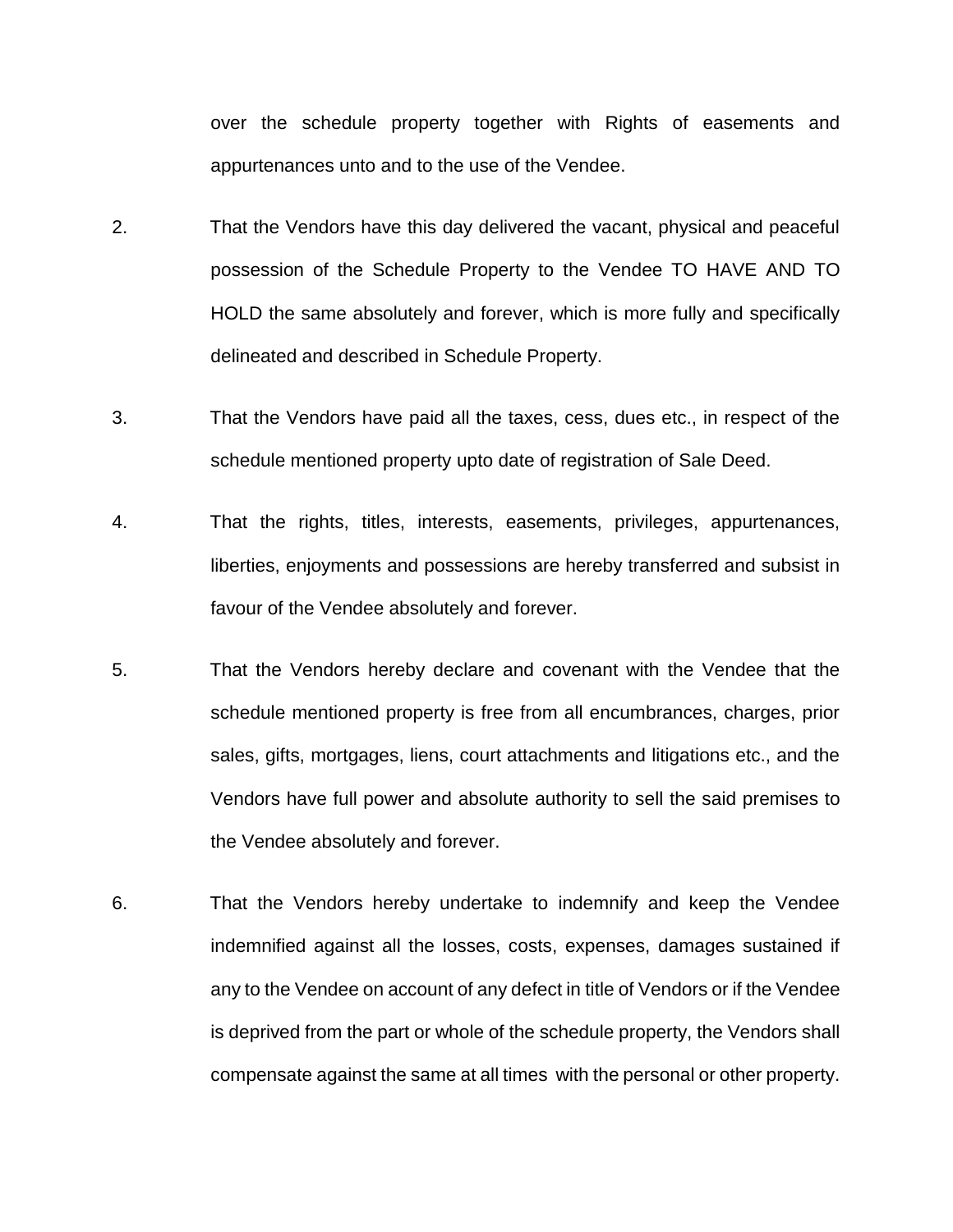over the schedule property together with Rights of easements and appurtenances unto and to the use of the Vendee.

2. That the Vendors have this day delivered the vacant, physical and peaceful possession of the Schedule Property to the Vendee TO HAVE AND TO HOLD the same absolutely and forever, which is more fully and specifically delineated and described in Schedule Property.

3. That the Vendors have paid all the taxes, cess, dues etc., in respect of the schedule mentioned property upto date of registration of Sale Deed.

4. That the rights, titles, interests, easements, privileges, appurtenances, liberties, enjoyments and possessions are hereby transferred and subsist in favour of the Vendee absolutely and forever.

5. That the Vendors hereby declare and covenant with the Vendee that the schedule mentioned property is free from all encumbrances, charges, prior sales, gifts, mortgages, liens, court attachments and litigations etc., and the Vendors have full power and absolute authority to sell the said premises to the Vendee absolutely and forever.

6. That the Vendors hereby undertake to indemnify and keep the Vendee indemnified against all the losses, costs, expenses, damages sustained if any to the Vendee on account of any defect in title of Vendors or if the Vendee is deprived from the part or whole of the schedule property, the Vendors shall compensate against the same at all times with the personal or other property.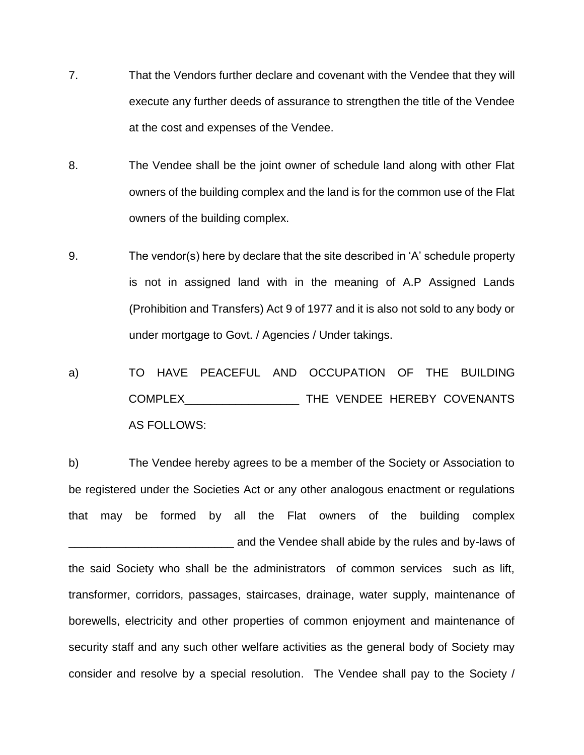7. That the Vendors further declare and covenant with the Vendee that they will execute any further deeds of assurance to strengthen the title of the Vendee at the cost and expenses of the Vendee.

8. The Vendee shall be the joint owner of schedule land along with other Flat owners of the building complex and the land is for the common use of the Flat owners of the building complex.

9. The vendor(s) here by declare that the site described in 'A' schedule property is not in assigned land with in the meaning of A.P Assigned Lands (Prohibition and Transfers) Act 9 of 1977 and it is also not sold to any body or under mortgage to Govt. / Agencies / Under takings.

a) TO HAVE PEACEFUL AND OCCUPATION OF THE BUILDING COMPLEX__________________ THE VENDEE HEREBY COVENANTS AS FOLLOWS:

b) The Vendee hereby agrees to be a member of the Society or Association to be registered under the Societies Act or any other analogous enactment or regulations that may be formed by all the Flat owners of the building complex __________________________ and the Vendee shall abide by the rules and by-laws of the said Society who shall be the administrators of common services such as lift, transformer, corridors, passages, staircases, drainage, water supply, maintenance of borewells, electricity and other properties of common enjoyment and maintenance of security staff and any such other welfare activities as the general body of Society may consider and resolve by a special resolution. The Vendee shall pay to the Society /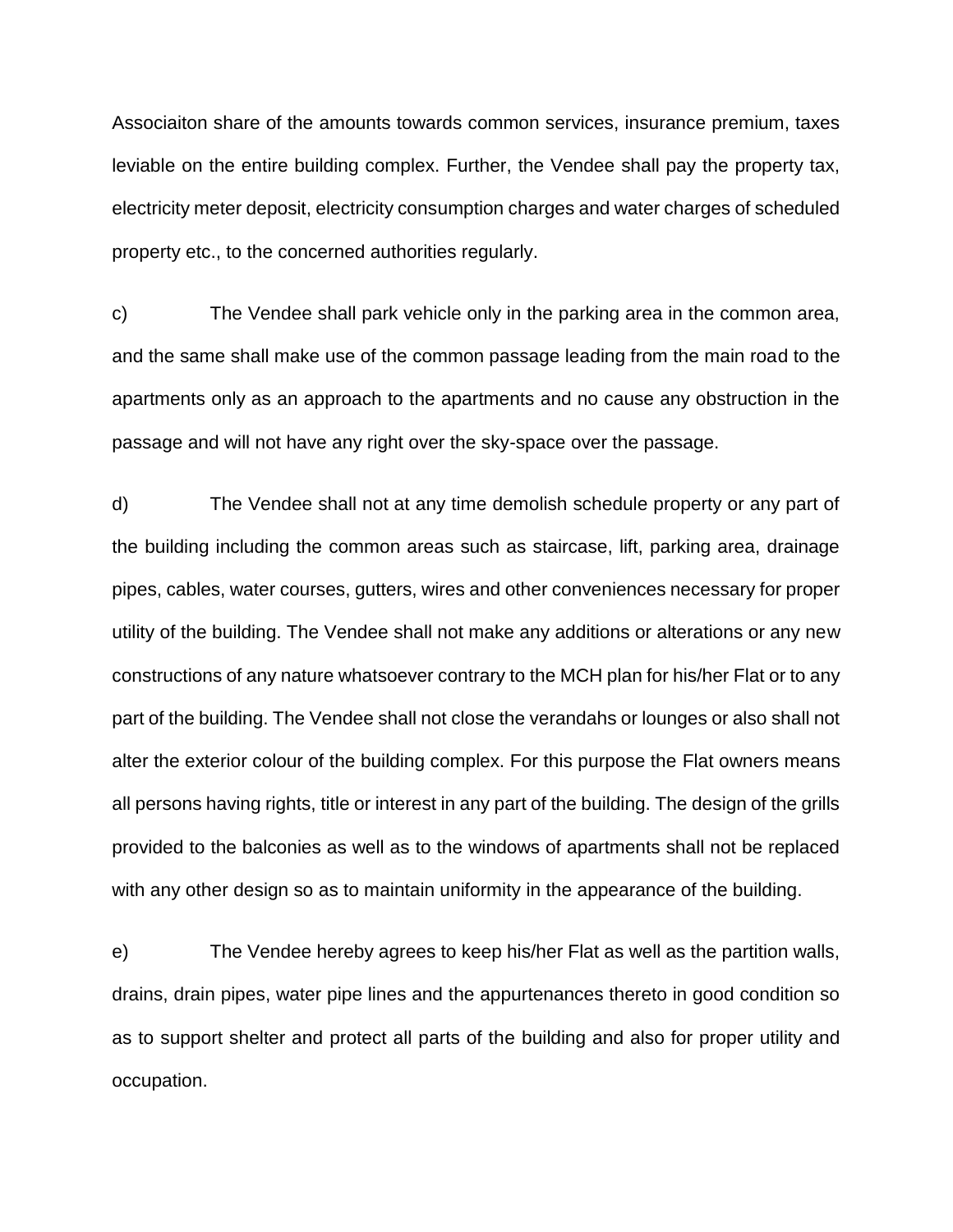Associaiton share of the amounts towards common services, insurance premium, taxes leviable on the entire building complex. Further, the Vendee shall pay the property tax, electricity meter deposit, electricity consumption charges and water charges of scheduled property etc., to the concerned authorities regularly.

c) The Vendee shall park vehicle only in the parking area in the common area, and the same shall make use of the common passage leading from the main road to the apartments only as an approach to the apartments and no cause any obstruction in the passage and will not have any right over the sky-space over the passage.

d) The Vendee shall not at any time demolish schedule property or any part of the building including the common areas such as staircase, lift, parking area, drainage pipes, cables, water courses, gutters, wires and other conveniences necessary for proper utility of the building. The Vendee shall not make any additions or alterations or any new constructions of any nature whatsoever contrary to the MCH plan for his/her Flat or to any part of the building. The Vendee shall not close the verandahs or lounges or also shall not alter the exterior colour of the building complex. For this purpose the Flat owners means all persons having rights, title or interest in any part of the building. The design of the grills provided to the balconies as well as to the windows of apartments shall not be replaced with any other design so as to maintain uniformity in the appearance of the building.

e) The Vendee hereby agrees to keep his/her Flat as well as the partition walls, drains, drain pipes, water pipe lines and the appurtenances thereto in good condition so as to support shelter and protect all parts of the building and also for proper utility and occupation.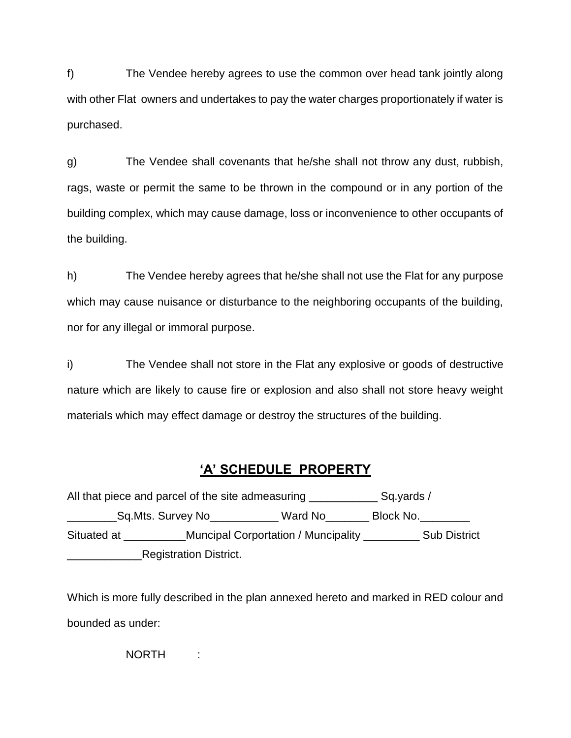f) The Vendee hereby agrees to use the common over head tank jointly along with other Flat owners and undertakes to pay the water charges proportionately if water is purchased.

g) The Vendee shall covenants that he/she shall not throw any dust, rubbish, rags, waste or permit the same to be thrown in the compound or in any portion of the building complex, which may cause damage, loss or inconvenience to other occupants of the building.

h) The Vendee hereby agrees that he/she shall not use the Flat for any purpose which may cause nuisance or disturbance to the neighboring occupants of the building, nor for any illegal or immoral purpose.

i) The Vendee shall not store in the Flat any explosive or goods of destructive nature which are likely to cause fire or explosion and also shall not store heavy weight materials which may effect damage or destroy the structures of the building.

## **'A' SCHEDULE PROPERTY**

All that piece and parcel of the site admeasuring ___________ Sq.yards / ________Sq.Mts. Survey No___________ Ward No_______ Block No.________ Situated at __________Muncipal Corportation / Muncipality _________ Sub District ____________Registration District.

Which is more fully described in the plan annexed hereto and marked in RED colour and bounded as under:

NORTH :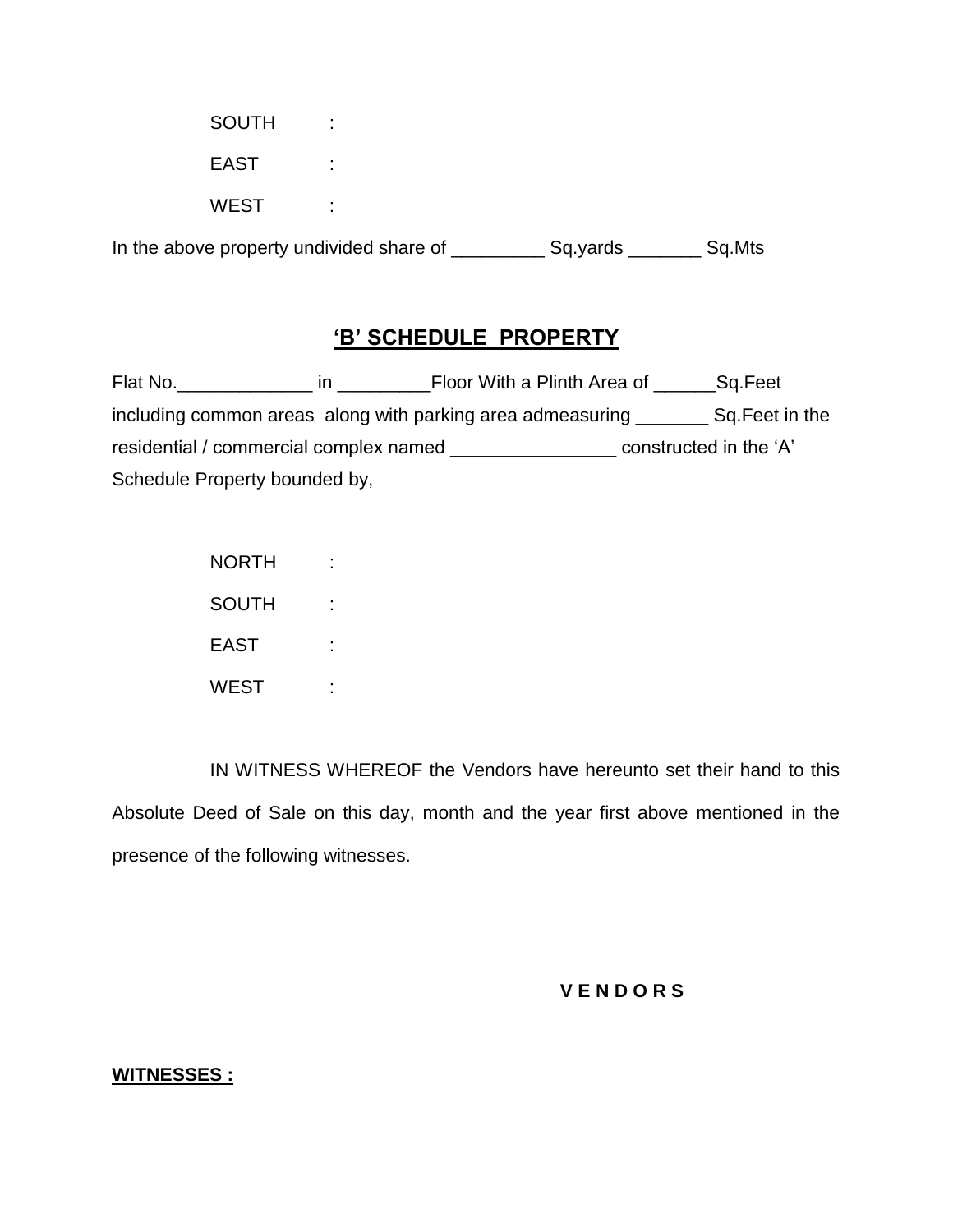SOUTH :

EAST :

WEST :

In the above property undivided share of _________ Sq.yards _______ Sq.Mts

## **'B' SCHEDULE PROPERTY**

Flat No._____________ in _________Floor With a Plinth Area of ______Sq.Feet including common areas along with parking area admeasuring _______ Sq.Feet in the residential / commercial complex named ________________ constructed in the 'A' Schedule Property bounded by,

NORTH :

SOUTH :

EAST :

WEST :

IN WITNESS WHEREOF the Vendors have hereunto set their hand to this Absolute Deed of Sale on this day, month and the year first above mentioned in the presence of the following witnesses.

**V E N D O R S**

**WITNESSES :**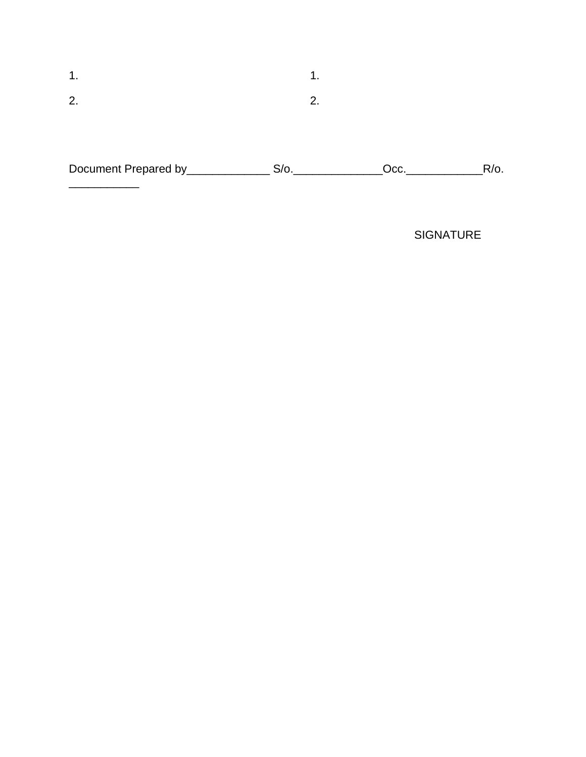| | |
|---|---|
| 1. | 1. |
| 2. | 2. |

Document Prepared by_____________ S/o.______________Occ.____________R/o. ___________

SIGNATURE